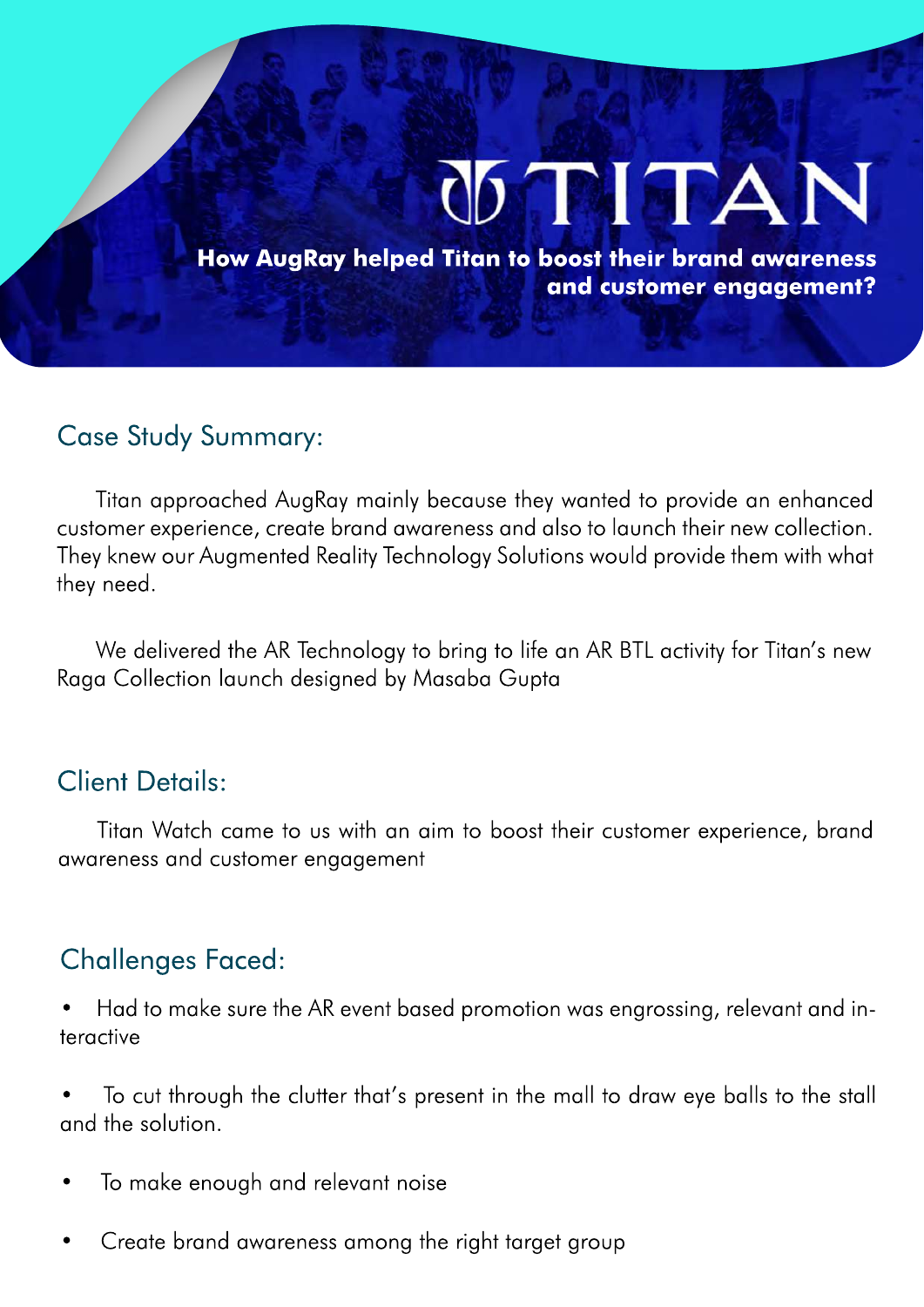# TITAN

**How AugRay helped Titan to boost their brand awareness and customer engagement?**

## Case Study Summary:

Titan approached AugRay mainly because they wanted to provide an enhanced customer experience, create brand awareness and also to launch their new collection. They knew our Augmented Reality Technology Solutions would provide them with what they need.

We delivered the AR Technology to bring to life an AR BTL activity for Titan's new Raga Collection launch designed by Masaba Gupta

## Client Details:

Titan Watch came to us with an aim to boost their customer experience, brand awareness and customer engagement

## Challenges Faced:

- Had to make sure the AR event based promotion was engrossing, relevant and interactive
- To cut through the clutter that's present in the mall to draw eye balls to the stall and the solution.
- To make enough and relevant noise
- Create brand awareness among the right target group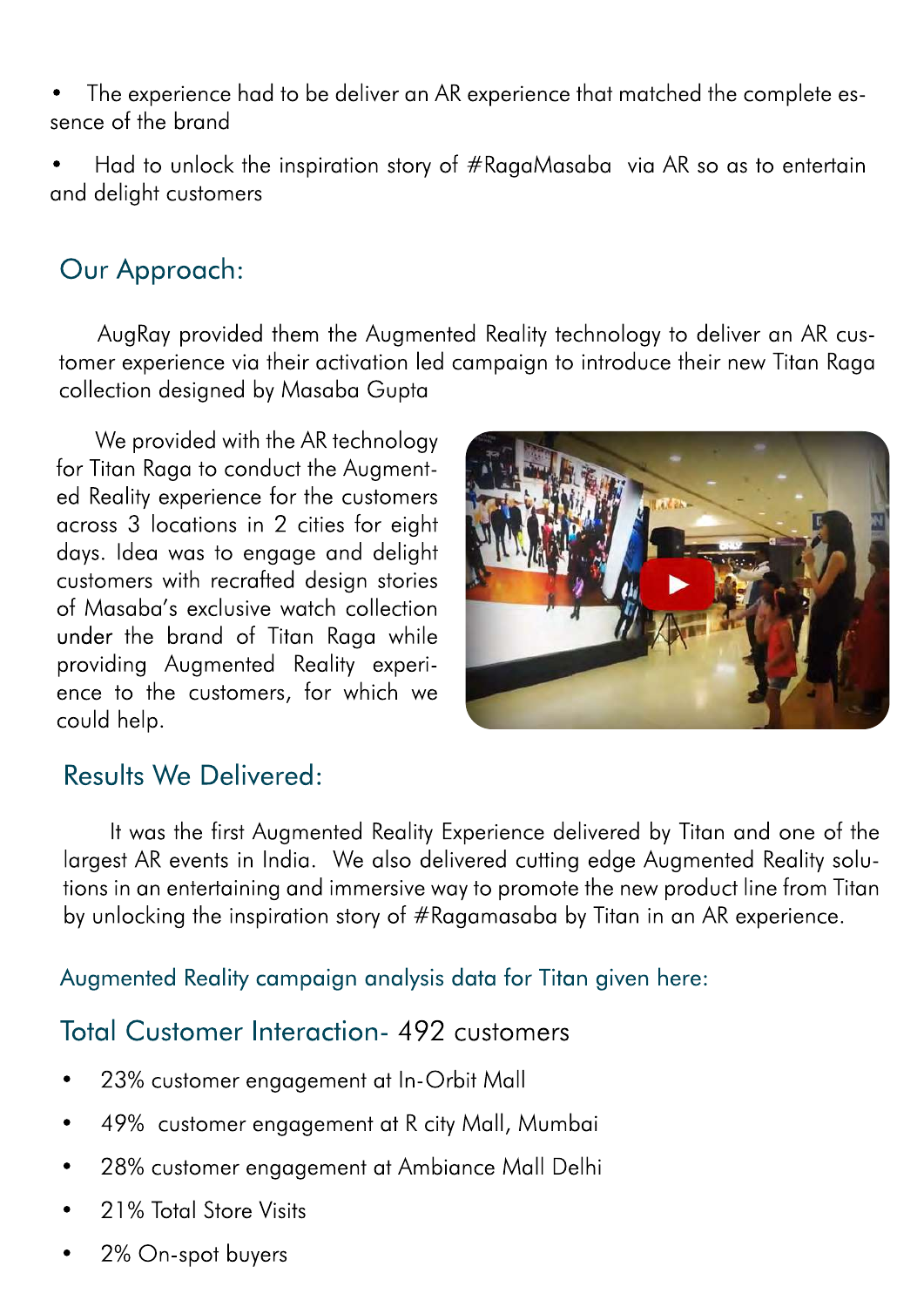- The experience had to be deliver an AR experience that matched the complete essence of the brand
- Had to unlock the inspiration story of #RagaMasaba via AR so as to entertain and delight customers

## Our Approach:

AugRay provided them the Augmented Reality technology to deliver an AR customer experience via their activation led campaign to introduce their new Titan Raga collection designed by Masaba Gupta

We provided with the AR technology for Titan Raga to conduct the Augmented Reality experience for the customers across 3 locations in 2 cities for eight days. Idea was to engage and delight customers with recrafted design stories of Masaba's exclusive watch collection under the brand of Titan Raga while providing Augmented Reality experience to the customers, for which we could help.

## Results We Delivered:

It was the first Augmented Reality Experience delivered by Titan and one of the largest AR events in India. We also delivered cutting edge Augmented Reality solutions in an entertaining and immersive way to promote the new product line from Titan by unlocking the inspiration story of #Ragamasaba by Titan in an AR experience.

### Augmented Reality campaign analysis data for Titan given here:

## Total Customer Interaction- 492 customers

- 23% customer engagement at In-Orbit Mall
- 49% customer engagement at R city Mall, Mumbai
- 28% customer engagement at Ambiance Mall Delhi
- 21% Total Store Visits
- 2% On-spot buyers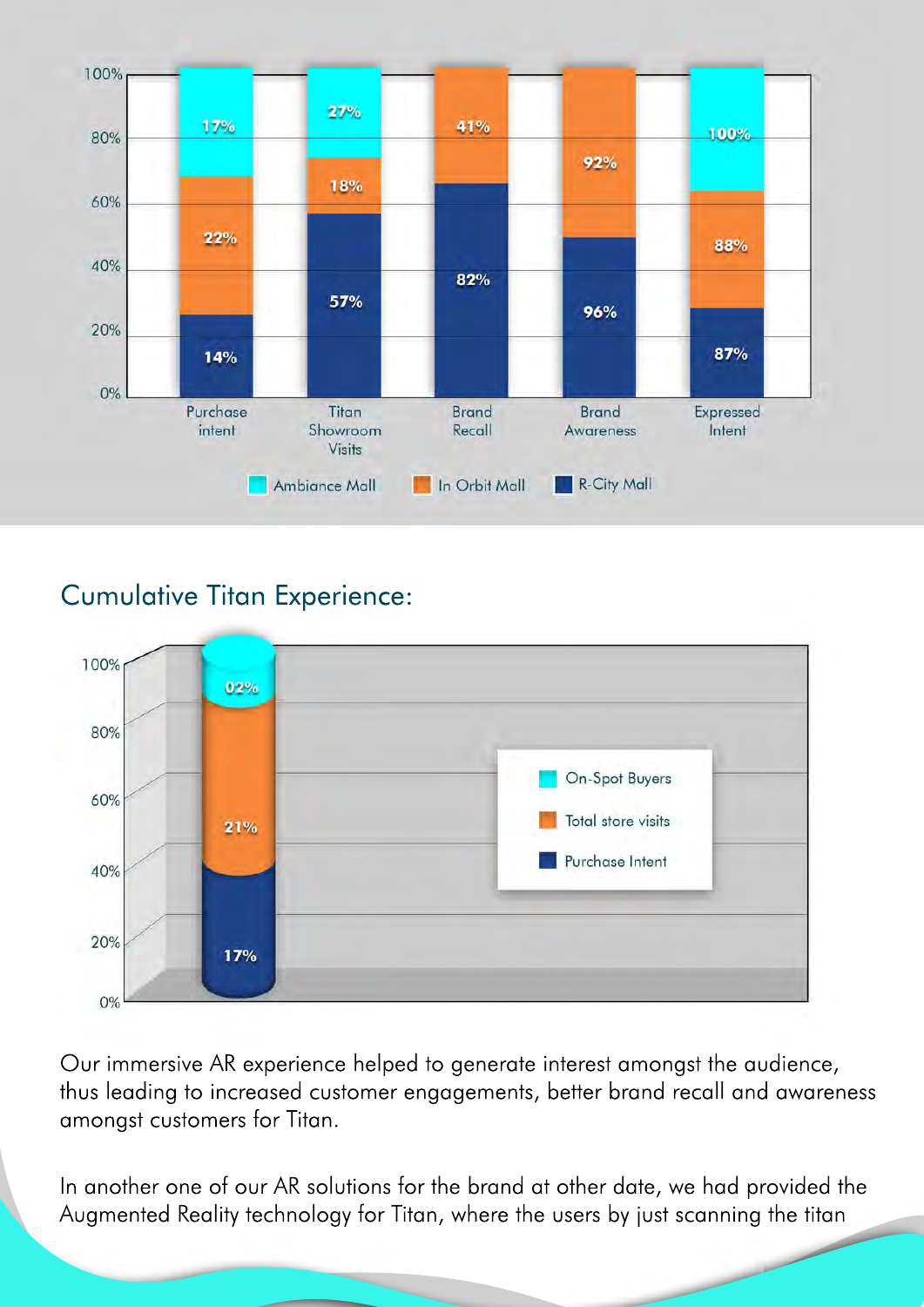100%
80%
60%
40%
20%
0%

17%
22%
14%
Purchase intent

27%
18%
57%
Titan Showroom Visits

41%
82%
Brand Recall

92%
96%
Brand Awareness

100%
88%
87%
Expressed Intent

Ambiance Mall
In Orbit Mall
R-City Mall

## Cumulative Titan Experience:

100%
80%
60%
40%
20%
0%

02%
21%
17%

On-Spot Buyers
Total store visits
Purchase Intent

Our immersive AR experience helped to generate interest amongst the audience, thus leading to increased customer engagements, better brand recall and awareness amongst customers for Titan.

In another one of our AR solutions for the brand at other date, we had provided the Augmented Reality technology for Titan, where the users by just scanning the titan